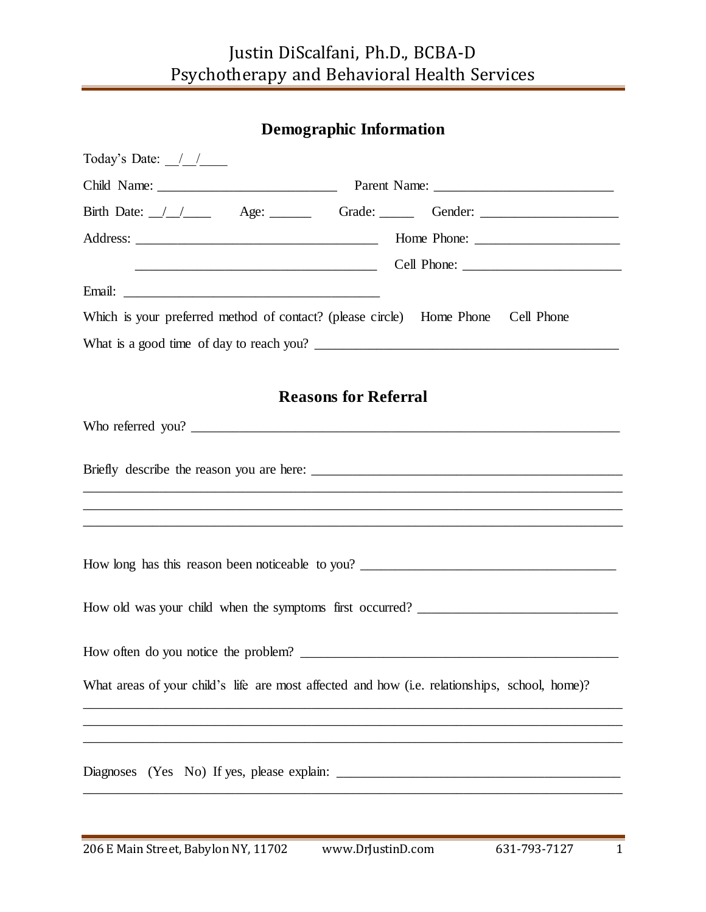# Justin DiScalfani, Ph.D., BCBA-D
## Psychotherapy and Behavioral Health Services

## Demographic Information

Today's Date: __/__/____

Child Name: ___________________________ Parent Name: ___________________________

Birth Date: __/__/____ Age: ______ Grade: _____ Gender: ____________________

Address: ____________________________________ Home Phone: _____________________

____________________________________ Cell Phone: _______________________

Email: ______________________________________

Which is your preferred method of contact? (please circle) Home Phone Cell Phone

What is a good time of day to reach you? ____________________________________________

## Reasons for Referral

Who referred you? _________________________________________________________________

Briefly describe the reason you are here: _______________________________________________
_____________________________________________________________________________
_____________________________________________________________________________
_____________________________________________________________________________

How long has this reason been noticeable to you? ______________________________________

How old was your child when the symptoms first occurred? _____________________________

How often do you notice the problem? _______________________________________________

What areas of your child's life are most affected and how (i.e. relationships, school, home)?
_____________________________________________________________________________
_____________________________________________________________________________
_____________________________________________________________________________

Diagnoses (Yes No) If yes, please explain: __________________________________________
_____________________________________________________________________________

206 E Main Street, Babylon NY, 11702 www.DrJustinD.com 631-793-7127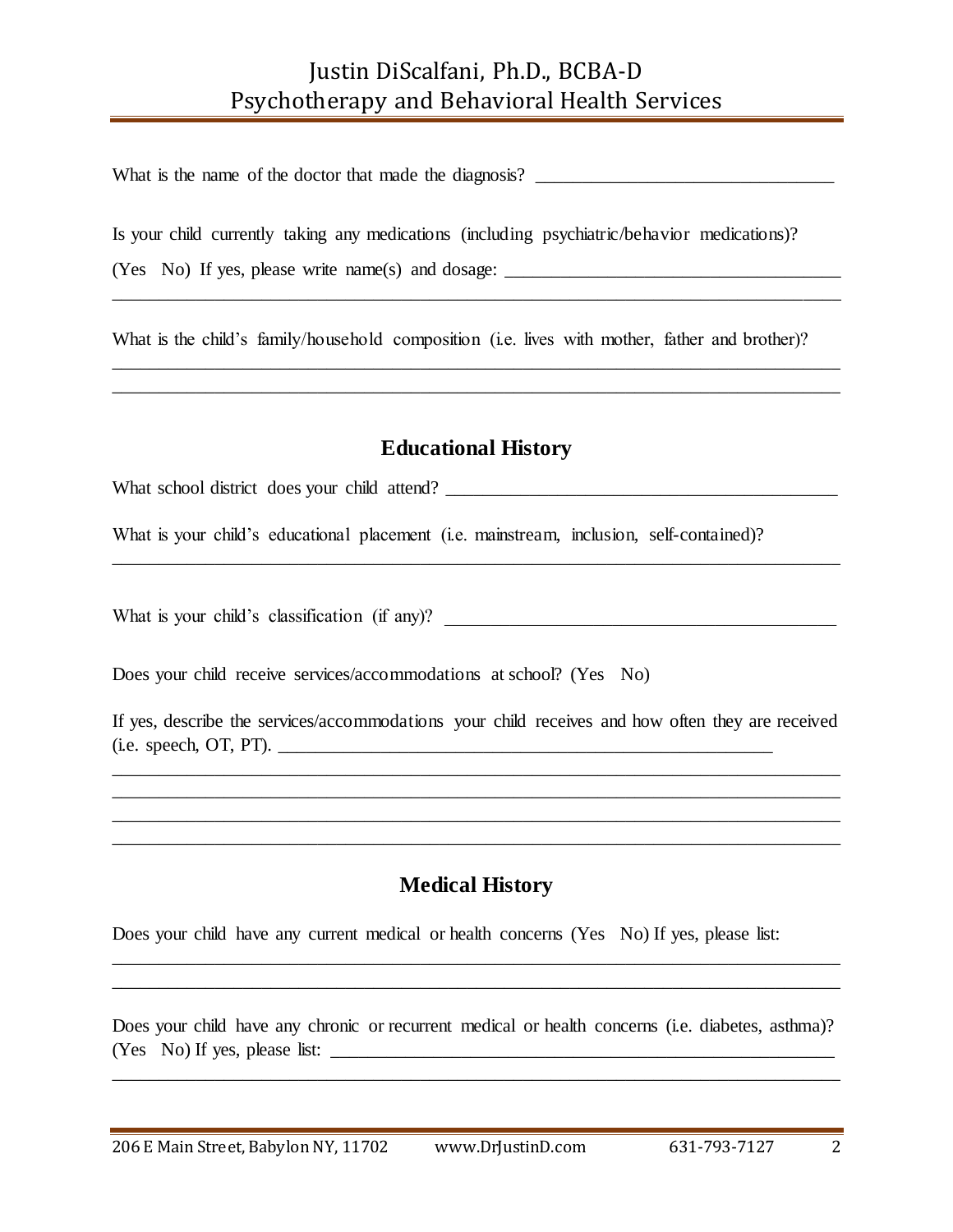What is the name of the doctor that made the diagnosis? ________________________________

Is your child currently taking any medications (including psychiatric/behavior medications)?

(Yes No) If yes, please write name(s) and dosage: ____________________________________

______________________________________________________________________________

What is the child's family/household composition (i.e. lives with mother, father and brother)?

______________________________________________________________________________

______________________________________________________________________________

## Educational History

What school district does your child attend? ___________________________________________

What is your child's educational placement (i.e. mainstream, inclusion, self-contained)?

______________________________________________________________________________

What is your child's classification (if any)? ___________________________________________

Does your child receive services/accommodations at school? (Yes No)

If yes, describe the services/accommodations your child receives and how often they are received (i.e. speech, OT, PT). ________________________________________________________

______________________________________________________________________________

______________________________________________________________________________

______________________________________________________________________________

______________________________________________________________________________

## Medical History

Does your child have any current medical or health concerns (Yes No) If yes, please list:

______________________________________________________________________________

______________________________________________________________________________

Does your child have any chronic or recurrent medical or health concerns (i.e. diabetes, asthma)? (Yes No) If yes, please list: _______________________________________________________

______________________________________________________________________________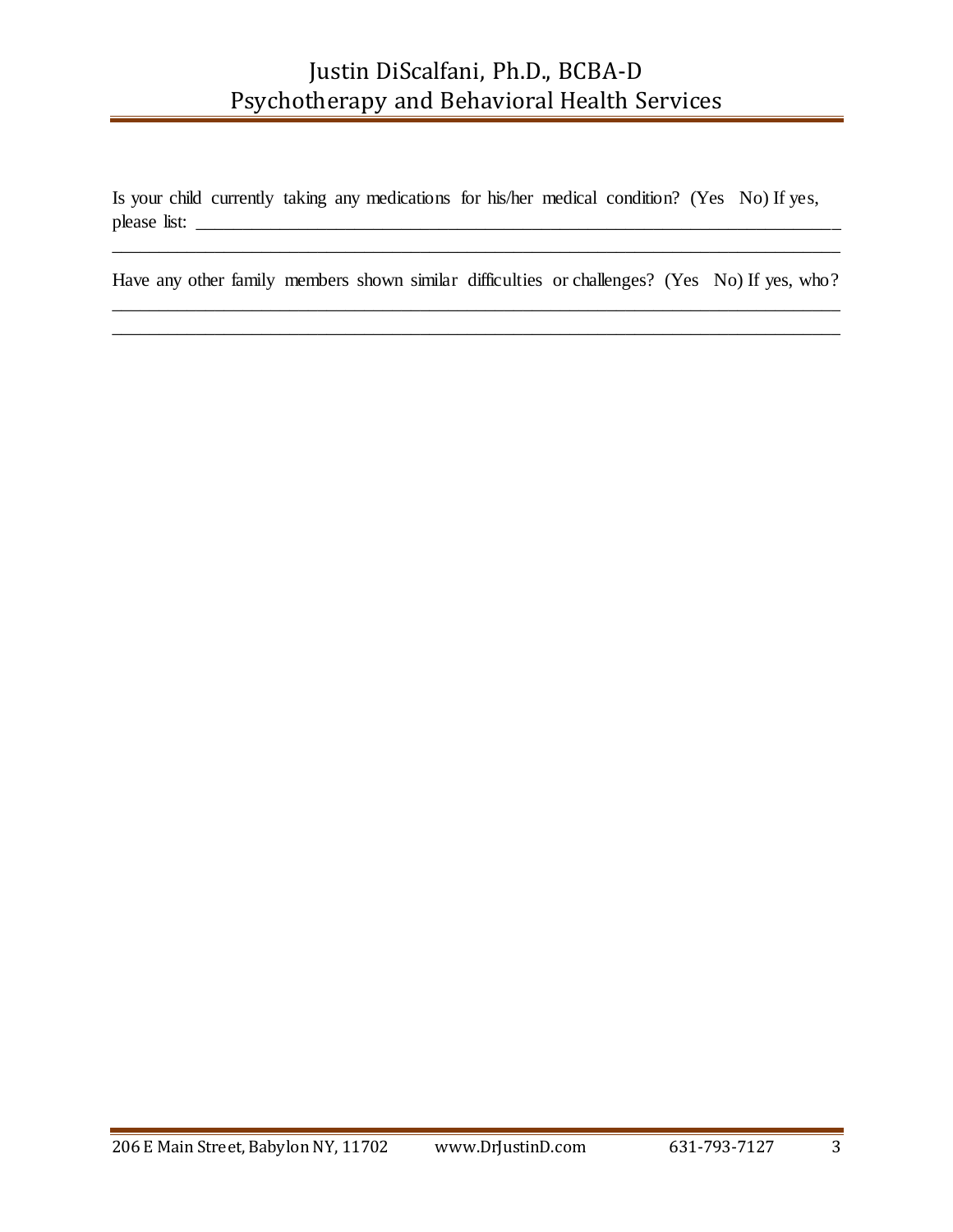Is your child currently taking any medications for his/her medical condition? (Yes No) If yes, please list: ___________________________________________________________________________

______________________________________________________________________________________

Have any other family members shown similar difficulties or challenges? (Yes No) If yes, who?

______________________________________________________________________________________

______________________________________________________________________________________